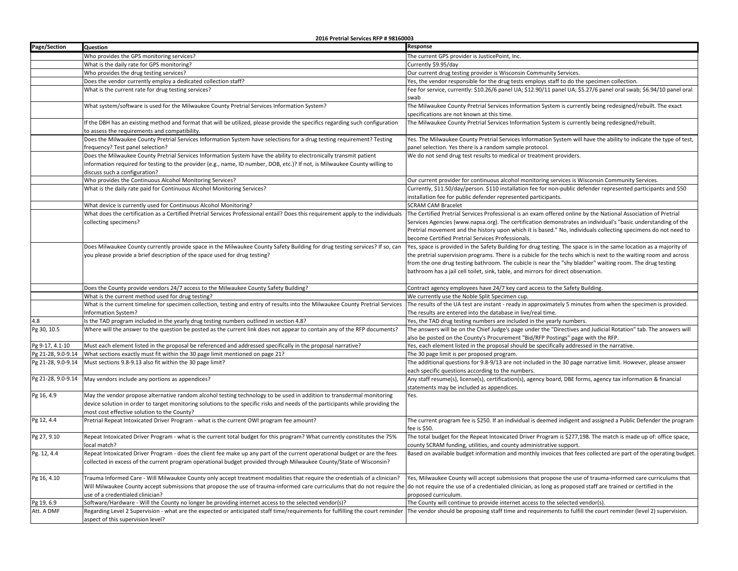**2016 Pretrial Services RFP # 98160003**

| Page/Section | Question | Response |
|---|---|---|
| | Who provides the GPS monitoring services? | The current GPS provider is JusticePoint, Inc. |
| | What is the daily rate for GPS monitoring? | Currently $9.95/day |
| | Who provides the drug testing services? | Our current drug testing provider is Wisconsin Community Services. |
| | Does the vendor currently employ a dedicated collection staff? | Yes, the vendor responsible for the drug tests employs staff to do the specimen collection. |
| | What is the current rate for drug testing services? | Fee for service, currently: $10.26/6 panel UA; $12.90/11 panel UA; $5.27/6 panel oral swab; $6.94/10 panel oral swab |
| | What system/software is used for the Milwaukee County Pretrial Services Information System? | The Milwaukee County Pretrial Services Information System is currently being redesigned/rebuilt. The exact specifications are not known at this time. |
| | If the DBH has an existing method and format that will be utilized, please provide the specifics regarding such configuration to assess the requirements and compatibility. | The Milwaukee County Pretrial Services Information System is currently being redesigned/rebuilt. |
| | Does the Milwaukee County Pretrial Services Information System have selections for a drug testing requirement? Testing frequency? Test panel selection? | Yes. The Milwaukee County Pretrial Services Information System will have the ability to indicate the type of test, panel selection. Yes there is a random sample protocol. |
| | Does the Milwaukee County Pretrial Services Information System have the ability to electronically transmit patient information required for testing to the provider (e.g., name, ID number, DOB, etc.)? If not, is Milwaukee County willing to discuss such a configuration? | We do not send drug test results to medical or treatment providers. |
| | Who provides the Continuous Alcohol Monitoring Services? | Our current provider for continuous alcohol monitoring services is Wisconsin Community Services. |
| | What is the daily rate paid for Continuous Alcohol Monitoring Services? | Currently, $11.50/day/person. $110 installation fee for non-public defender represented participants and $50 installation fee for public defender represented participants. |
| | What device is currently used for Continuous Alcohol Monitoring? | SCRAM CAM Bracelet |
| | What does the certification as a Certified Pretrial Services Professional entail? Does this requirement apply to the individuals collecting specimens? | The Certified Pretrial Services Professional is an exam offered online by the National Association of Pretrial Services Agencies (www.napsa.org). The certification demonstrates an individual's "basic understanding of the Pretrial movement and the history upon which it is based." No, individuals collecting specimens do not need to become Certified Pretrial Services Professionals. |
| | Does Milwaukee County currently provide space in the Milwaukee County Safety Building for drug testing services? If so, can you please provide a brief description of the space used for drug testing? | Yes, space is provided in the Safety Building for drug testing. The space is in the same location as a majority of the pretrial supervision programs. There is a cubicle for the techs which is next to the waiting room and across from the one drug testing bathroom. The cubicle is near the "shy bladder" waiting room. The drug testing bathroom has a jail cell toilet, sink, table, and mirrors for direct observation. |
| | Does the County provide vendors 24/7 access to the Milwaukee County Safety Building? | Contract agency employees have 24/7 key card access to the Safety Building. |
| | What is the current method used for drug testing? | We currently use the Noble Split Specimen cup. |
| | What is the current timeline for specimen collection, testing and entry of results into the Milwaukee County Pretrial Services Information System? | The results of the UA test are instant - ready in approximately 5 minutes from when the specimen is provided. The results are entered into the database in live/real time. |
| 4.8 | Is the TAD program included in the yearly drug testing numbers outlined in section 4.8? | Yes, the TAD drug testing numbers are included in the yearly numbers. |
| Pg 30, 10.5 | Where will the answer to the question be posted as the current link does not appear to contain any of the RFP documents? | The answers will be on the Chief Judge's page under the "Directives and Judicial Rotation" tab. The answers will also be posted on the County's Procurement "Bid/RFP Postings" page with the RFP. |
| Pg 9-17, 4.1-10 | Must each element listed in the proposal be referenced and addressed specifically in the proposal narrative? | Yes, each element listed in the proposal should be specifically addressed in the narrative. |
| Pg 21-28, 9.0-9.14 | What sections exactly must fit within the 30 page limit mentioned on page 21? | The 30 page limit is per proposed program. |
| Pg 21-28, 9.0-9.14 | Must sections 9.8-9.13 also fit within the 30 page limit? | The additional questions for 9.8-9/13 are not included in the 30 page narrative limit. However, please answer each specific questions according to the numbers. |
| Pg 21-28, 9.0-9.14 | May vendors include any portions as appendices? | Any staff resume(s), license(s), certification(s), agency board, DBE forms, agency tax information & financial statements may be included as appendices. |
| Pg 16, 4.9 | May the vendor propose alternative random alcohol testing technology to be used in addition to transdermal monitoring device solution in order to target monitoring solutions to the specific risks and needs of the participants while providing the most cost effective solution to the County? | Yes. |
| Pg 12, 4.4 | Pretrial Repeat Intoxicated Driver Program - what is the current OWI program fee amount? | The current program fee is $250. If an individual is deemed indigent and assigned a Public Defender the program fee is $50. |
| Pg 27, 9.10 | Repeat Intoxicated Driver Program - what is the current total budget for this program? What currently constitutes the 75% local match? | The total budget for the Repeat Intoxicated Driver Program is $277,198. The match is made up of: office space, county SCRAM funding, utilities, and county administrative support. |
| Pg. 12, 4.4 | Repeat Intoxicated Driver Program - does the client fee make up any part of the current operational budget or are the fees collected in excess of the current program operational budget provided through Milwaukee County/State of Wisconsin? | Based on available budget information and monthly invoices that fees collected are part of the operating budget. |
| Pg 16, 4.10 | Trauma Informed Care - Will Milwaukee County only accept treatment modalities that require the credentials of a clinician? Will Milwaukee County accept submissions that propose the use of trauma-informed care curriculums that do not require the use of a credentialed clinician? | Yes, Milwaukee County will accept submissions that propose the use of trauma-informed care curriculums that do not require the use of a credentialed clinician, as long as proposed staff are trained or certified in the proposed curriculum. |
| Pg 19, 6.9 | Software/Hardware - Will the County no longer be providing internet access to the selected vendor(s)? | The County will continue to provide internet access to the selected vendor(s). |
| Att. A DMF | Regarding Level 2 Supervision - what are the expected or anticipated staff time/requirements for fulfilling the court reminder aspect of this supervision level? | The vendor should be proposing staff time and requirements to fulfill the court reminder (level 2) supervision. |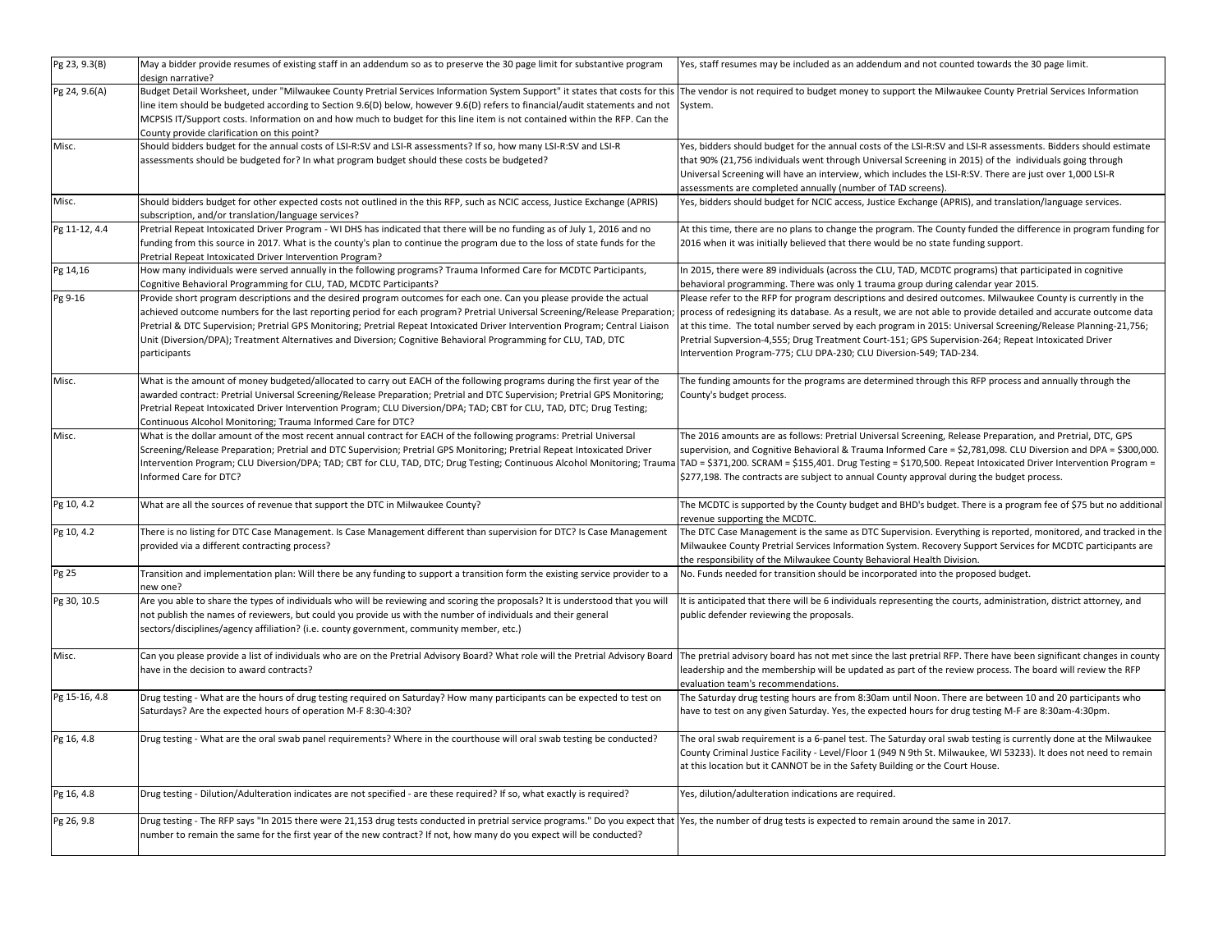| Pg 23, 9.3(B) | May a bidder provide resumes of existing staff in an addendum so as to preserve the 30 page limit for substantive program design narrative? | Yes, staff resumes may be included as an addendum and not counted towards the 30 page limit. |
|---|---|---|
| Pg 24, 9.6(A) | Budget Detail Worksheet, under "Milwaukee County Pretrial Services Information System Support" it states that costs for this line item should be budgeted according to Section 9.6(D) below, however 9.6(D) refers to financial/audit statements and not MCPSIS IT/Support costs. Information on and how much to budget for this line item is not contained within the RFP. Can the County provide clarification on this point? | The vendor is not required to budget money to support the Milwaukee County Pretrial Services Information System. |
| Misc. | Should bidders budget for the annual costs of LSI-R:SV and LSI-R assessments? If so, how many LSI-R:SV and LSI-R assessments should be budgeted for? In what program budget should these costs be budgeted? | Yes, bidders should budget for the annual costs of the LSI-R:SV and LSI-R assessments. Bidders should estimate that 90% (21,756 individuals went through Universal Screening in 2015) of the individuals going through Universal Screening will have an interview, which includes the LSI-R:SV. There are just over 1,000 LSI-R assessments are completed annually (number of TAD screens). |
| Misc. | Should bidders budget for other expected costs not outlined in the this RFP, such as NCIC access, Justice Exchange (APRIS) subscription, and/or translation/language services? | Yes, bidders should budget for NCIC access, Justice Exchange (APRIS), and translation/language services. |
| Pg 11-12, 4.4 | Pretrial Repeat Intoxicated Driver Program - WI DHS has indicated that there will be no funding as of July 1, 2016 and no funding from this source in 2017. What is the county's plan to continue the program due to the loss of state funds for the Pretrial Repeat Intoxicated Driver Intervention Program? | At this time, there are no plans to change the program. The County funded the difference in program funding for 2016 when it was initially believed that there would be no state funding support. |
| Pg 14,16 | How many individuals were served annually in the following programs? Trauma Informed Care for MCDTC Participants, Cognitive Behavioral Programming for CLU, TAD, MCDTC Participants? | In 2015, there were 89 individuals (across the CLU, TAD, MCDTC programs) that participated in cognitive behavioral programming. There was only 1 trauma group during calendar year 2015. |
| Pg 9-16 | Provide short program descriptions and the desired program outcomes for each one. Can you please provide the actual achieved outcome numbers for the last reporting period for each program? Pretrial Universal Screening/Release Preparation; Pretrial & DTC Supervision; Pretrial GPS Monitoring; Pretrial Repeat Intoxicated Driver Intervention Program; Central Liaison Unit (Diversion/DPA); Treatment Alternatives and Diversion; Cognitive Behavioral Programming for CLU, TAD, DTC participants | Please refer to the RFP for program descriptions and desired outcomes. Milwaukee County is currently in the process of redesigning its database. As a result, we are not able to provide detailed and accurate outcome data at this time. The total number served by each program in 2015: Universal Screening/Release Planning-21,756; Pretrial Supversion-4,555; Drug Treatment Court-151; GPS Supervision-264; Repeat Intoxicated Driver Intervention Program-775; CLU DPA-230; CLU Diversion-549; TAD-234. |
| Misc. | What is the amount of money budgeted/allocated to carry out EACH of the following programs during the first year of the awarded contract: Pretrial Universal Screening/Release Preparation; Pretrial and DTC Supervision; Pretrial GPS Monitoring; Pretrial Repeat Intoxicated Driver Intervention Program; CLU Diversion/DPA; TAD; CBT for CLU, TAD, DTC; Drug Testing; Continuous Alcohol Monitoring; Trauma Informed Care for DTC? | The funding amounts for the programs are determined through this RFP process and annually through the County's budget process. |
| Misc. | What is the dollar amount of the most recent annual contract for EACH of the following programs: Pretrial Universal Screening/Release Preparation; Pretrial and DTC Supervision; Pretrial GPS Monitoring; Pretrial Repeat Intoxicated Driver Intervention Program; CLU Diversion/DPA; TAD; CBT for CLU, TAD, DTC; Drug Testing; Continuous Alcohol Monitoring; Trauma Informed Care for DTC? | The 2016 amounts are as follows: Pretrial Universal Screening, Release Preparation, and Pretrial, DTC, GPS supervision, and Cognitive Behavioral & Trauma Informed Care = $2,781,098. CLU Diversion and DPA = $300,000. TAD = $371,200. SCRAM = $155,401. Drug Testing = $170,500. Repeat Intoxicated Driver Intervention Program = $277,198. The contracts are subject to annual County approval during the budget process. |
| Pg 10, 4.2 | What are all the sources of revenue that support the DTC in Milwaukee County? | The MCDTC is supported by the County budget and BHD's budget. There is a program fee of $75 but no additional revenue supporting the MCDTC. |
| Pg 10, 4.2 | There is no listing for DTC Case Management. Is Case Management different than supervision for DTC? Is Case Management provided via a different contracting process? | The DTC Case Management is the same as DTC Supervision. Everything is reported, monitored, and tracked in the Milwaukee County Pretrial Services Information System. Recovery Support Services for MCDTC participants are the responsibility of the Milwaukee County Behavioral Health Division. |
| Pg 25 | Transition and implementation plan: Will there be any funding to support a transition form the existing service provider to a new one? | No. Funds needed for transition should be incorporated into the proposed budget. |
| Pg 30, 10.5 | Are you able to share the types of individuals who will be reviewing and scoring the proposals? It is understood that you will not publish the names of reviewers, but could you provide us with the number of individuals and their general sectors/disciplines/agency affiliation? (i.e. county government, community member, etc.) | It is anticipated that there will be 6 individuals representing the courts, administration, district attorney, and public defender reviewing the proposals. |
| Misc. | Can you please provide a list of individuals who are on the Pretrial Advisory Board? What role will the Pretrial Advisory Board have in the decision to award contracts? | The pretrial advisory board has not met since the last pretrial RFP. There have been significant changes in county leadership and the membership will be updated as part of the review process. The board will review the RFP evaluation team's recommendations. |
| Pg 15-16, 4.8 | Drug testing - What are the hours of drug testing required on Saturday? How many participants can be expected to test on Saturdays? Are the expected hours of operation M-F 8:30-4:30? | The Saturday drug testing hours are from 8:30am until Noon. There are between 10 and 20 participants who have to test on any given Saturday. Yes, the expected hours for drug testing M-F are 8:30am-4:30pm. |
| Pg 16, 4.8 | Drug testing - What are the oral swab panel requirements? Where in the courthouse will oral swab testing be conducted? | The oral swab requirement is a 6-panel test. The Saturday oral swab testing is currently done at the Milwaukee County Criminal Justice Facility - Level/Floor 1 (949 N 9th St. Milwaukee, WI 53233). It does not need to remain at this location but it CANNOT be in the Safety Building or the Court House. |
| Pg 16, 4.8 | Drug testing - Dilution/Adulteration indicates are not specified - are these required? If so, what exactly is required? | Yes, dilution/adulteration indications are required. |
| Pg 26, 9.8 | Drug testing - The RFP says "In 2015 there were 21,153 drug tests conducted in pretrial service programs." Do you expect that number to remain the same for the first year of the new contract? If not, how many do you expect will be conducted? | Yes, the number of drug tests is expected to remain around the same in 2017. |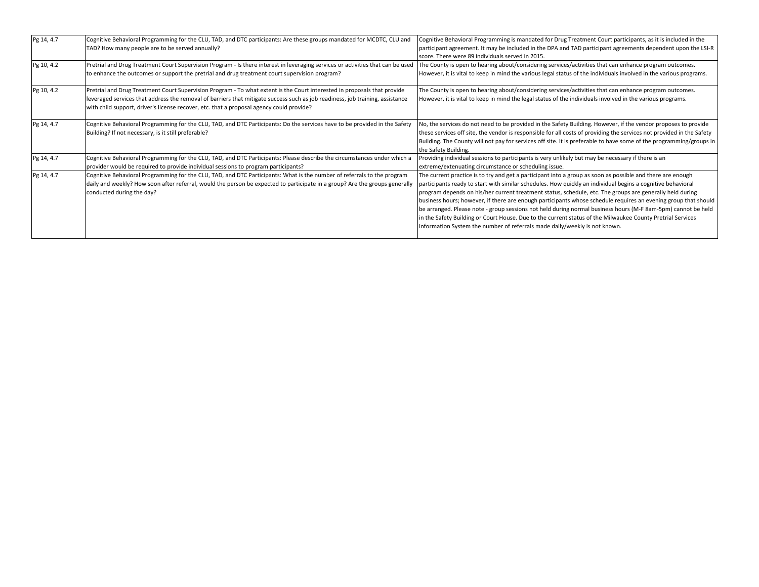| | | |
|---|---|---|
| Pg 14, 4.7 | Cognitive Behavioral Programming for the CLU, TAD, and DTC participants: Are these groups mandated for MCDTC, CLU and TAD? How many people are to be served annually? | Cognitive Behavioral Programming is mandated for Drug Treatment Court participants, as it is included in the participant agreement. It may be included in the DPA and TAD participant agreements dependent upon the LSI-R score. There were 89 individuals served in 2015. |
| Pg 10, 4.2 | Pretrial and Drug Treatment Court Supervision Program - Is there interest in leveraging services or activities that can be used to enhance the outcomes or support the pretrial and drug treatment court supervision program? | The County is open to hearing about/considering services/activities that can enhance program outcomes. However, it is vital to keep in mind the various legal status of the individuals involved in the various programs. |
| Pg 10, 4.2 | Pretrial and Drug Treatment Court Supervision Program - To what extent is the Court interested in proposals that provide leveraged services that address the removal of barriers that mitigate success such as job readiness, job training, assistance with child support, driver's license recover, etc. that a proposal agency could provide? | The County is open to hearing about/considering services/activities that can enhance program outcomes. However, it is vital to keep in mind the legal status of the individuals involved in the various programs. |
| Pg 14, 4.7 | Cognitive Behavioral Programming for the CLU, TAD, and DTC Participants: Do the services have to be provided in the Safety Building? If not necessary, is it still preferable? | No, the services do not need to be provided in the Safety Building. However, if the vendor proposes to provide these services off site, the vendor is responsible for all costs of providing the services not provided in the Safety Building. The County will not pay for services off site. It is preferable to have some of the programming/groups in the Safety Building. |
| Pg 14, 4.7 | Cognitive Behavioral Programming for the CLU, TAD, and DTC Participants: Please describe the circumstances under which a provider would be required to provide individual sessions to program participants? | Providing individual sessions to participants is very unlikely but may be necessary if there is an extreme/extenuating circumstance or scheduling issue. |
| Pg 14, 4.7 | Cognitive Behavioral Programming for the CLU, TAD, and DTC Participants: What is the number of referrals to the program daily and weekly? How soon after referral, would the person be expected to participate in a group? Are the groups generally conducted during the day? | The current practice is to try and get a participant into a group as soon as possible and there are enough participants ready to start with similar schedules. How quickly an individual begins a cognitive behavioral program depends on his/her current treatment status, schedule, etc. The groups are generally held during business hours; however, if there are enough participants whose schedule requires an evening group that should be arranged. Please note - group sessions not held during normal business hours (M-F 8am-5pm) cannot be held in the Safety Building or Court House. Due to the current status of the Milwaukee County Pretrial Services Information System the number of referrals made daily/weekly is not known. |